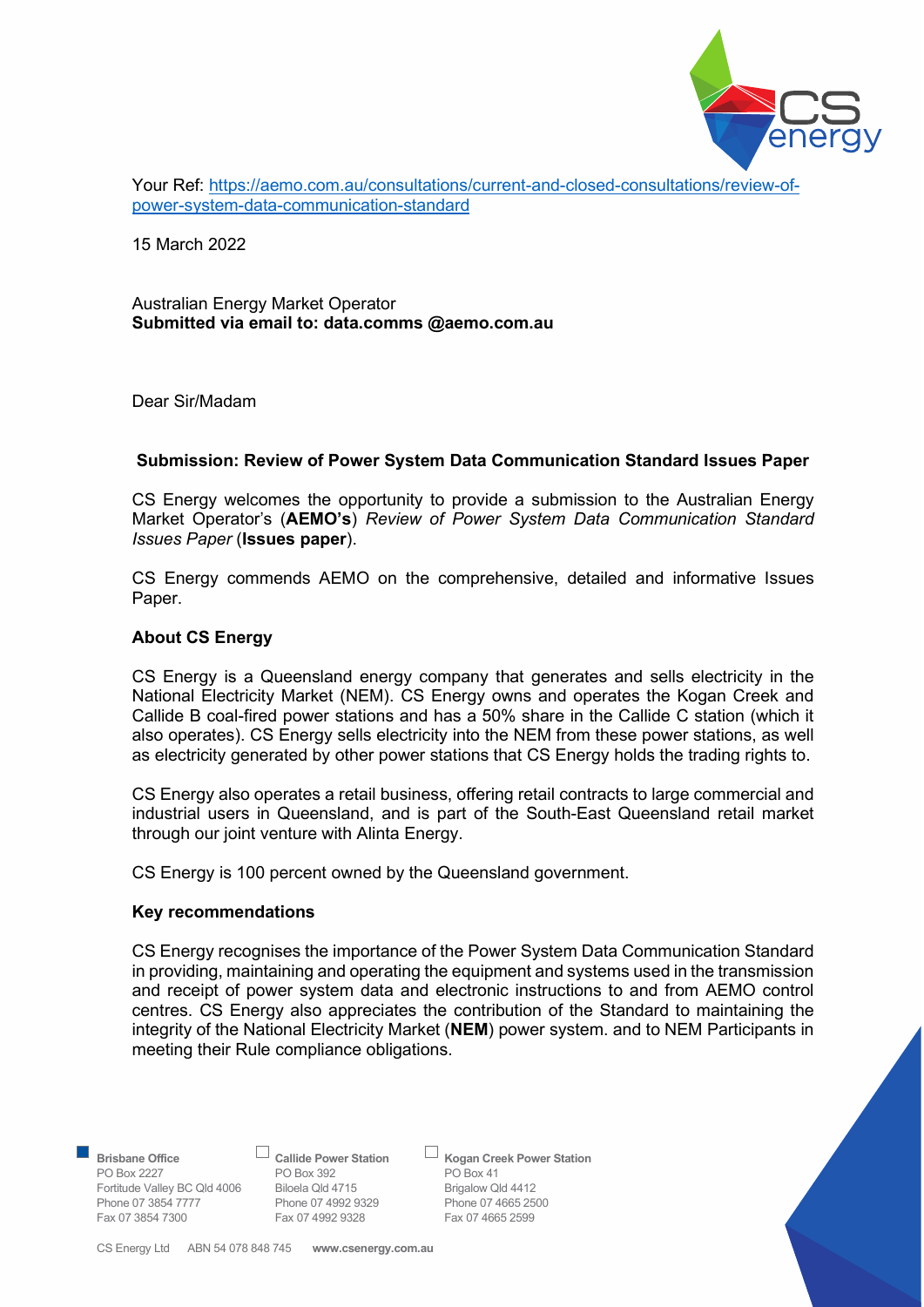Your Ref: [https://aemo.com.au/consultations/current-and-closed-consultations/review-of-power-system-data-communication-standard](https://aemo.com.au/consultations/current-and-closed-consultations/review-of-power-system-data-communication-standard)

15 March 2022

Australian Energy Market Operator
**Submitted via email to: data.comms @aemo.com.au**

Dear Sir/Madam

**Submission: Review of Power System Data Communication Standard Issues Paper**

CS Energy welcomes the opportunity to provide a submission to the Australian Energy Market Operator's (**AEMO's**) *Review of Power System Data Communication Standard Issues Paper* (**Issues paper**).

CS Energy commends AEMO on the comprehensive, detailed and informative Issues Paper.

**About CS Energy**

CS Energy is a Queensland energy company that generates and sells electricity in the National Electricity Market (NEM). CS Energy owns and operates the Kogan Creek and Callide B coal-fired power stations and has a 50% share in the Callide C station (which it also operates). CS Energy sells electricity into the NEM from these power stations, as well as electricity generated by other power stations that CS Energy holds the trading rights to.

CS Energy also operates a retail business, offering retail contracts to large commercial and industrial users in Queensland, and is part of the South-East Queensland retail market through our joint venture with Alinta Energy.

CS Energy is 100 percent owned by the Queensland government.

**Key recommendations**

CS Energy recognises the importance of the Power System Data Communication Standard in providing, maintaining and operating the equipment and systems used in the transmission and receipt of power system data and electronic instructions to and from AEMO control centres. CS Energy also appreciates the contribution of the Standard to maintaining the integrity of the National Electricity Market (**NEM**) power system. and to NEM Participants in meeting their Rule compliance obligations.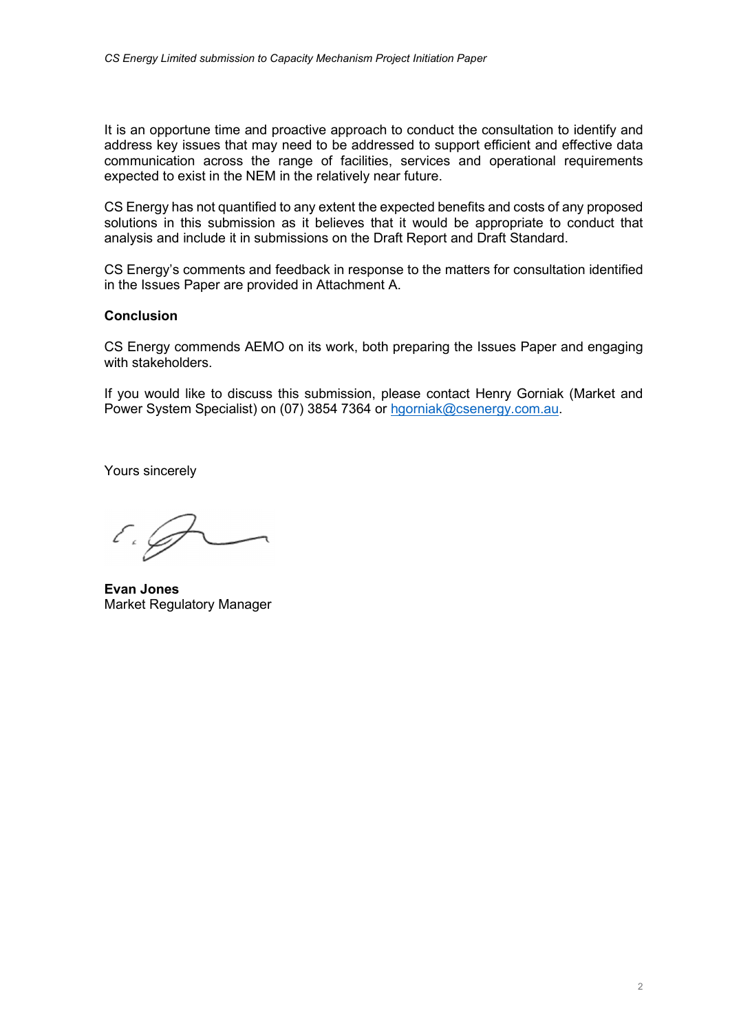It is an opportune time and proactive approach to conduct the consultation to identify and address key issues that may need to be addressed to support efficient and effective data communication across the range of facilities, services and operational requirements expected to exist in the NEM in the relatively near future.

CS Energy has not quantified to any extent the expected benefits and costs of any proposed solutions in this submission as it believes that it would be appropriate to conduct that analysis and include it in submissions on the Draft Report and Draft Standard.

CS Energy's comments and feedback in response to the matters for consultation identified in the Issues Paper are provided in Attachment A.

**Conclusion**

CS Energy commends AEMO on its work, both preparing the Issues Paper and engaging with stakeholders.

If you would like to discuss this submission, please contact Henry Gorniak (Market and Power System Specialist) on (07) 3854 7364 or hgorniak@csenergy.com.au.

Yours sincerely

**Evan Jones**
Market Regulatory Manager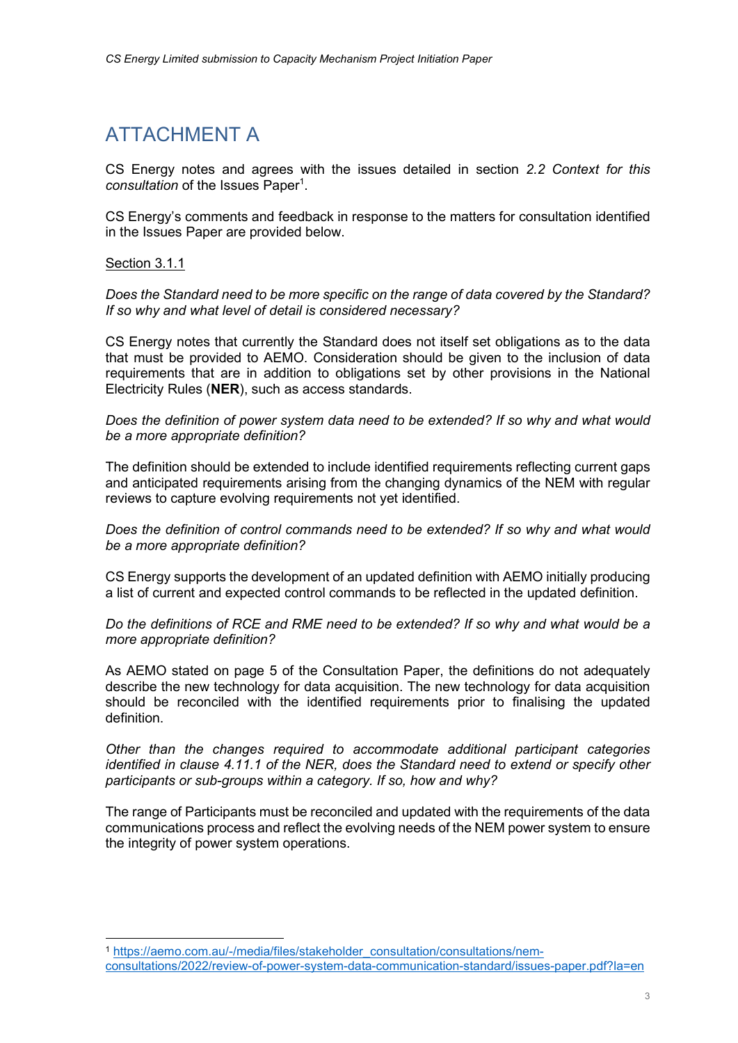# ATTACHMENT A

CS Energy notes and agrees with the issues detailed in section *2.2 Context for this consultation* of the Issues Paper[1].

CS Energy's comments and feedback in response to the matters for consultation identified in the Issues Paper are provided below.

<u>Section 3.1.1</u>

*Does the Standard need to be more specific on the range of data covered by the Standard? If so why and what level of detail is considered necessary?*

CS Energy notes that currently the Standard does not itself set obligations as to the data that must be provided to AEMO. Consideration should be given to the inclusion of data requirements that are in addition to obligations set by other provisions in the National Electricity Rules (**NER**), such as access standards.

*Does the definition of power system data need to be extended? If so why and what would be a more appropriate definition?*

The definition should be extended to include identified requirements reflecting current gaps and anticipated requirements arising from the changing dynamics of the NEM with regular reviews to capture evolving requirements not yet identified.

*Does the definition of control commands need to be extended? If so why and what would be a more appropriate definition?*

CS Energy supports the development of an updated definition with AEMO initially producing a list of current and expected control commands to be reflected in the updated definition.

*Do the definitions of RCE and RME need to be extended? If so why and what would be a more appropriate definition?*

As AEMO stated on page 5 of the Consultation Paper, the definitions do not adequately describe the new technology for data acquisition. The new technology for data acquisition should be reconciled with the identified requirements prior to finalising the updated definition.

*Other than the changes required to accommodate additional participant categories identified in clause 4.11.1 of the NER, does the Standard need to extend or specify other participants or sub-groups within a category. If so, how and why?*

The range of Participants must be reconciled and updated with the requirements of the data communications process and reflect the evolving needs of the NEM power system to ensure the integrity of power system operations.

---

[1] https://aemo.com.au/-/media/files/stakeholder_consultation/consultations/nem-consultations/2022/review-of-power-system-data-communication-standard/issues-paper.pdf?la=en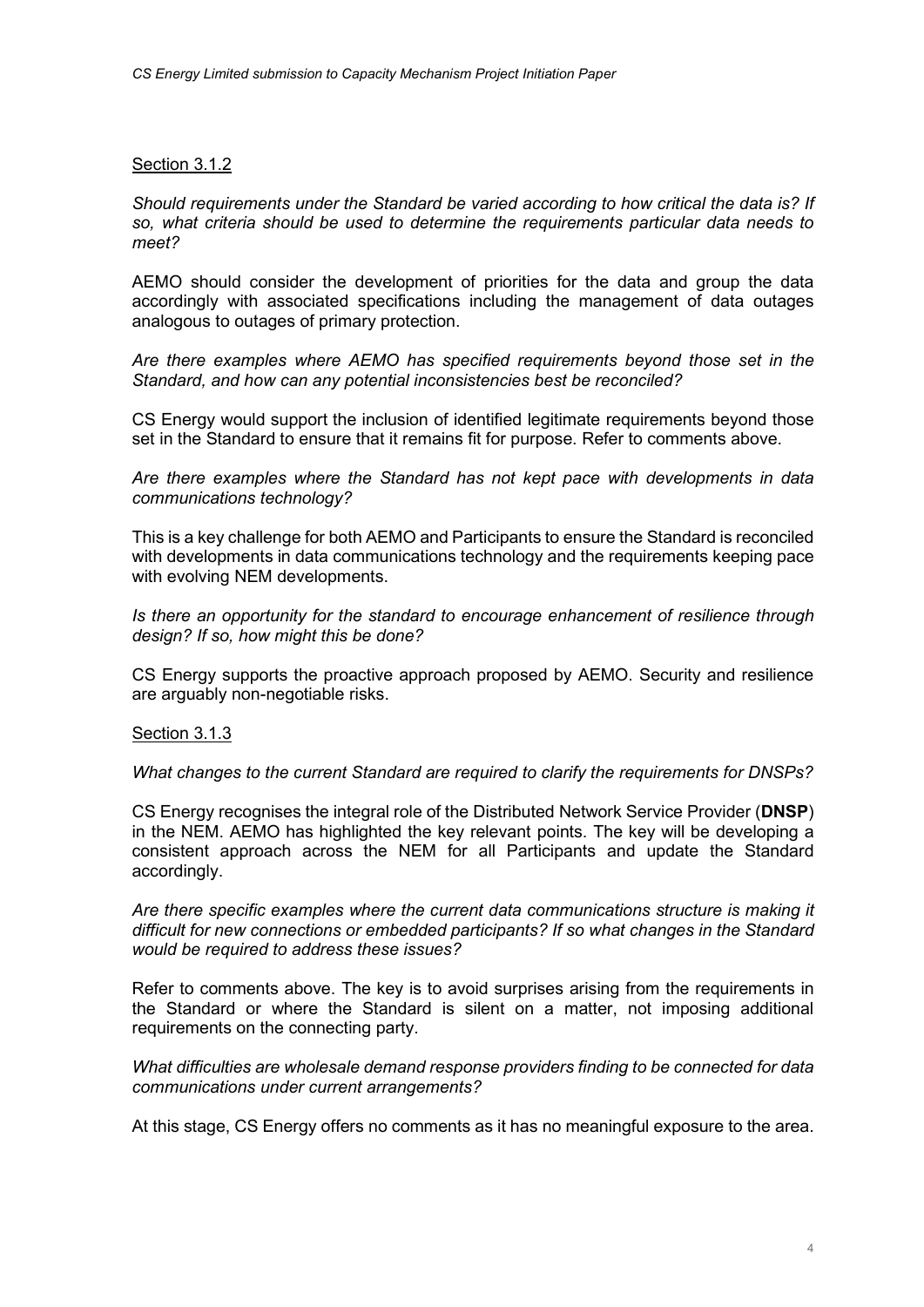Section 3.1.2

*Should requirements under the Standard be varied according to how critical the data is? If so, what criteria should be used to determine the requirements particular data needs to meet?*

AEMO should consider the development of priorities for the data and group the data accordingly with associated specifications including the management of data outages analogous to outages of primary protection.

*Are there examples where AEMO has specified requirements beyond those set in the Standard, and how can any potential inconsistencies best be reconciled?*

CS Energy would support the inclusion of identified legitimate requirements beyond those set in the Standard to ensure that it remains fit for purpose. Refer to comments above.

*Are there examples where the Standard has not kept pace with developments in data communications technology?*

This is a key challenge for both AEMO and Participants to ensure the Standard is reconciled with developments in data communications technology and the requirements keeping pace with evolving NEM developments.

*Is there an opportunity for the standard to encourage enhancement of resilience through design? If so, how might this be done?*

CS Energy supports the proactive approach proposed by AEMO. Security and resilience are arguably non-negotiable risks.

Section 3.1.3

*What changes to the current Standard are required to clarify the requirements for DNSPs?*

CS Energy recognises the integral role of the Distributed Network Service Provider (**DNSP**) in the NEM. AEMO has highlighted the key relevant points. The key will be developing a consistent approach across the NEM for all Participants and update the Standard accordingly.

*Are there specific examples where the current data communications structure is making it difficult for new connections or embedded participants? If so what changes in the Standard would be required to address these issues?*

Refer to comments above. The key is to avoid surprises arising from the requirements in the Standard or where the Standard is silent on a matter, not imposing additional requirements on the connecting party.

*What difficulties are wholesale demand response providers finding to be connected for data communications under current arrangements?*

At this stage, CS Energy offers no comments as it has no meaningful exposure to the area.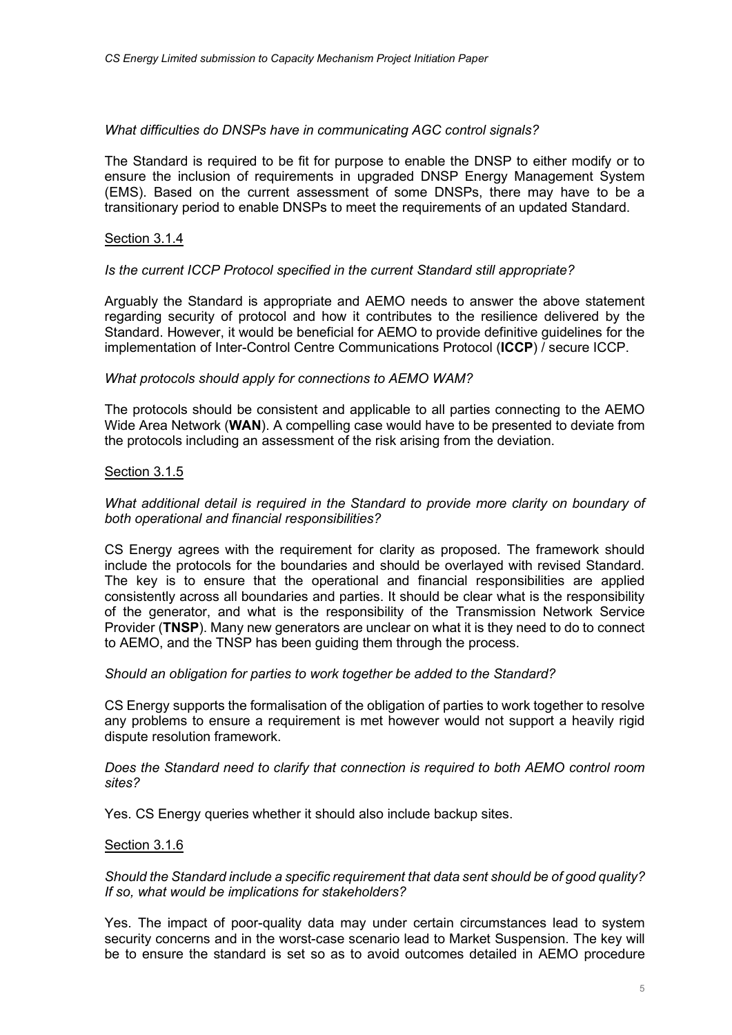*What difficulties do DNSPs have in communicating AGC control signals?*

The Standard is required to be fit for purpose to enable the DNSP to either modify or to ensure the inclusion of requirements in upgraded DNSP Energy Management System (EMS). Based on the current assessment of some DNSPs, there may have to be a transitionary period to enable DNSPs to meet the requirements of an updated Standard.

<u>Section 3.1.4</u>

*Is the current ICCP Protocol specified in the current Standard still appropriate?*

Arguably the Standard is appropriate and AEMO needs to answer the above statement regarding security of protocol and how it contributes to the resilience delivered by the Standard. However, it would be beneficial for AEMO to provide definitive guidelines for the implementation of Inter-Control Centre Communications Protocol (**ICCP**) / secure ICCP.

*What protocols should apply for connections to AEMO WAM?*

The protocols should be consistent and applicable to all parties connecting to the AEMO Wide Area Network (**WAN**). A compelling case would have to be presented to deviate from the protocols including an assessment of the risk arising from the deviation.

<u>Section 3.1.5</u>

*What additional detail is required in the Standard to provide more clarity on boundary of both operational and financial responsibilities?*

CS Energy agrees with the requirement for clarity as proposed. The framework should include the protocols for the boundaries and should be overlayed with revised Standard. The key is to ensure that the operational and financial responsibilities are applied consistently across all boundaries and parties. It should be clear what is the responsibility of the generator, and what is the responsibility of the Transmission Network Service Provider (**TNSP**). Many new generators are unclear on what it is they need to do to connect to AEMO, and the TNSP has been guiding them through the process.

*Should an obligation for parties to work together be added to the Standard?*

CS Energy supports the formalisation of the obligation of parties to work together to resolve any problems to ensure a requirement is met however would not support a heavily rigid dispute resolution framework.

*Does the Standard need to clarify that connection is required to both AEMO control room sites?*

Yes. CS Energy queries whether it should also include backup sites.

<u>Section 3.1.6</u>

*Should the Standard include a specific requirement that data sent should be of good quality? If so, what would be implications for stakeholders?*

Yes. The impact of poor-quality data may under certain circumstances lead to system security concerns and in the worst-case scenario lead to Market Suspension. The key will be to ensure the standard is set so as to avoid outcomes detailed in AEMO procedure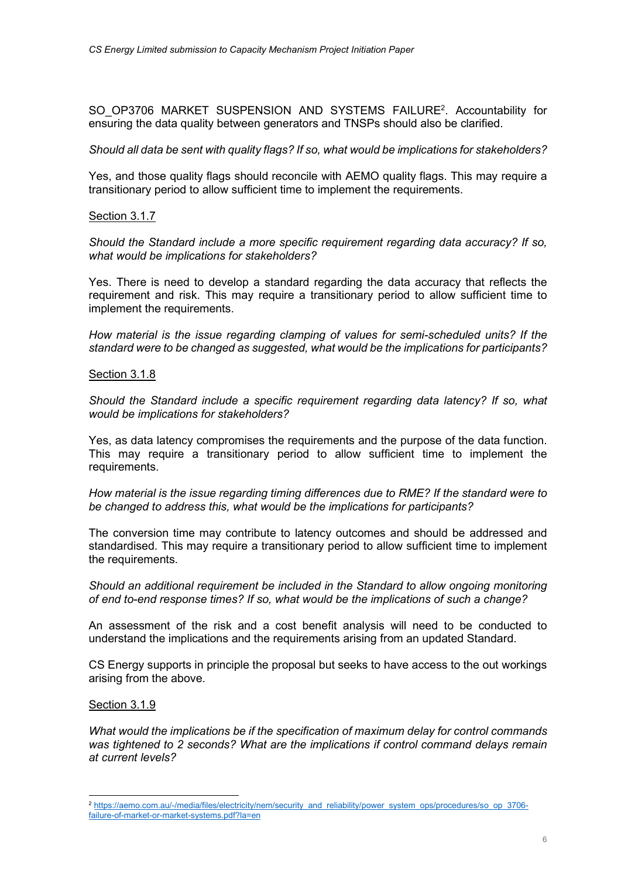SO_OP3706 MARKET SUSPENSION AND SYSTEMS FAILURE[2]. Accountability for ensuring the data quality between generators and TNSPs should also be clarified.

*Should all data be sent with quality flags? If so, what would be implications for stakeholders?*

Yes, and those quality flags should reconcile with AEMO quality flags. This may require a transitionary period to allow sufficient time to implement the requirements.

<u>Section 3.1.7</u>

*Should the Standard include a more specific requirement regarding data accuracy? If so, what would be implications for stakeholders?*

Yes. There is need to develop a standard regarding the data accuracy that reflects the requirement and risk. This may require a transitionary period to allow sufficient time to implement the requirements.

*How material is the issue regarding clamping of values for semi-scheduled units? If the standard were to be changed as suggested, what would be the implications for participants?*

<u>Section 3.1.8</u>

*Should the Standard include a specific requirement regarding data latency? If so, what would be implications for stakeholders?*

Yes, as data latency compromises the requirements and the purpose of the data function. This may require a transitionary period to allow sufficient time to implement the requirements.

*How material is the issue regarding timing differences due to RME? If the standard were to be changed to address this, what would be the implications for participants?*

The conversion time may contribute to latency outcomes and should be addressed and standardised. This may require a transitionary period to allow sufficient time to implement the requirements.

*Should an additional requirement be included in the Standard to allow ongoing monitoring of end to-end response times? If so, what would be the implications of such a change?*

An assessment of the risk and a cost benefit analysis will need to be conducted to understand the implications and the requirements arising from an updated Standard.

CS Energy supports in principle the proposal but seeks to have access to the out workings arising from the above.

<u>Section 3.1.9</u>

*What would the implications be if the specification of maximum delay for control commands was tightened to 2 seconds? What are the implications if control command delays remain at current levels?*

[2] https://aemo.com.au/-/media/files/electricity/nem/security_and_reliability/power_system_ops/procedures/so_op_3706-failure-of-market-or-market-systems.pdf?la=en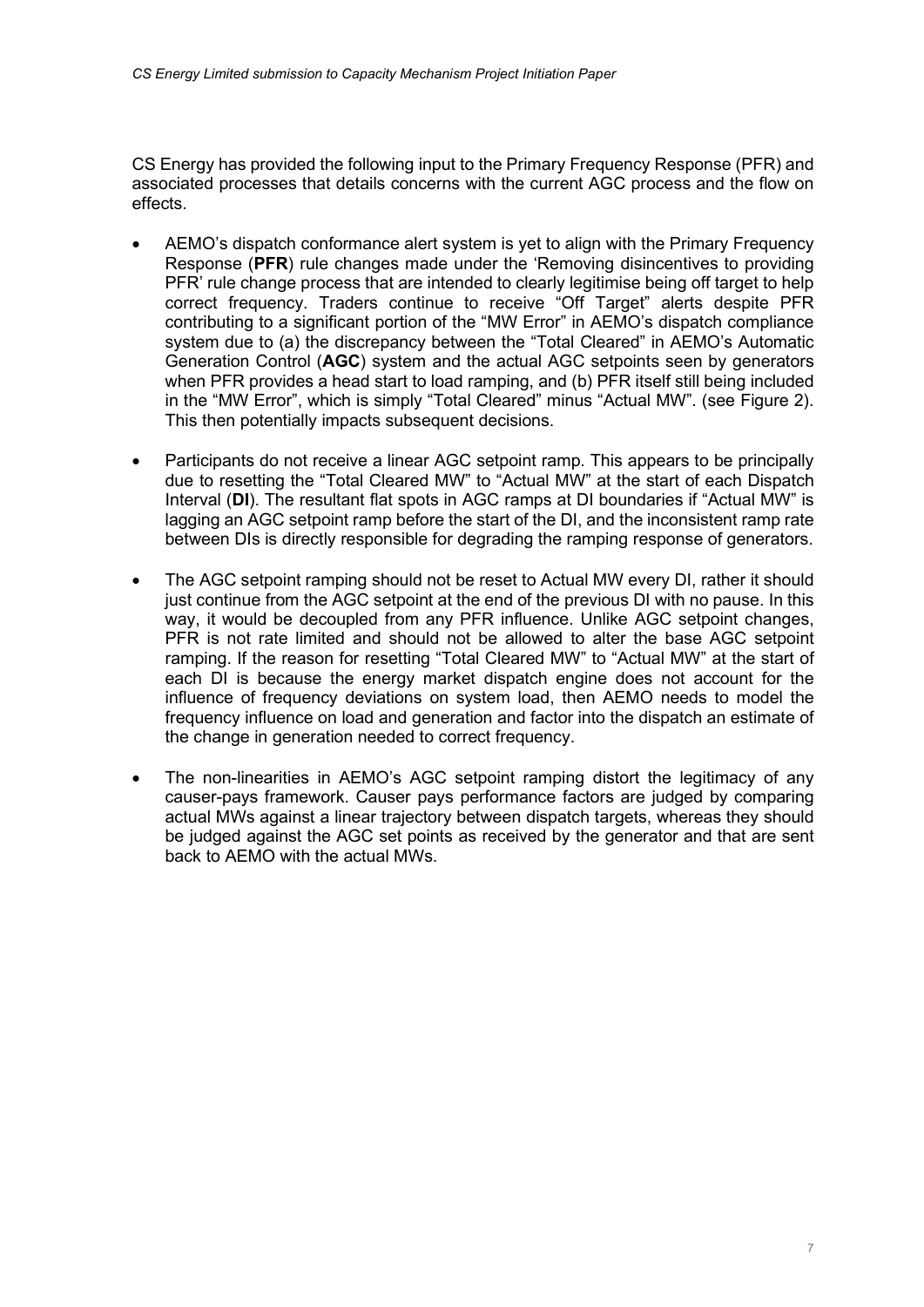CS Energy has provided the following input to the Primary Frequency Response (PFR) and associated processes that details concerns with the current AGC process and the flow on effects.

- AEMO's dispatch conformance alert system is yet to align with the Primary Frequency Response (**PFR**) rule changes made under the 'Removing disincentives to providing PFR' rule change process that are intended to clearly legitimise being off target to help correct frequency. Traders continue to receive "Off Target" alerts despite PFR contributing to a significant portion of the "MW Error" in AEMO's dispatch compliance system due to (a) the discrepancy between the "Total Cleared" in AEMO's Automatic Generation Control (**AGC**) system and the actual AGC setpoints seen by generators when PFR provides a head start to load ramping, and (b) PFR itself still being included in the "MW Error", which is simply "Total Cleared" minus "Actual MW". (see Figure 2). This then potentially impacts subsequent decisions.
- Participants do not receive a linear AGC setpoint ramp. This appears to be principally due to resetting the "Total Cleared MW" to "Actual MW" at the start of each Dispatch Interval (**DI**). The resultant flat spots in AGC ramps at DI boundaries if "Actual MW" is lagging an AGC setpoint ramp before the start of the DI, and the inconsistent ramp rate between DIs is directly responsible for degrading the ramping response of generators.
- The AGC setpoint ramping should not be reset to Actual MW every DI, rather it should just continue from the AGC setpoint at the end of the previous DI with no pause. In this way, it would be decoupled from any PFR influence. Unlike AGC setpoint changes, PFR is not rate limited and should not be allowed to alter the base AGC setpoint ramping. If the reason for resetting "Total Cleared MW" to "Actual MW" at the start of each DI is because the energy market dispatch engine does not account for the influence of frequency deviations on system load, then AEMO needs to model the frequency influence on load and generation and factor into the dispatch an estimate of the change in generation needed to correct frequency.
- The non-linearities in AEMO's AGC setpoint ramping distort the legitimacy of any causer-pays framework. Causer pays performance factors are judged by comparing actual MWs against a linear trajectory between dispatch targets, whereas they should be judged against the AGC set points as received by the generator and that are sent back to AEMO with the actual MWs.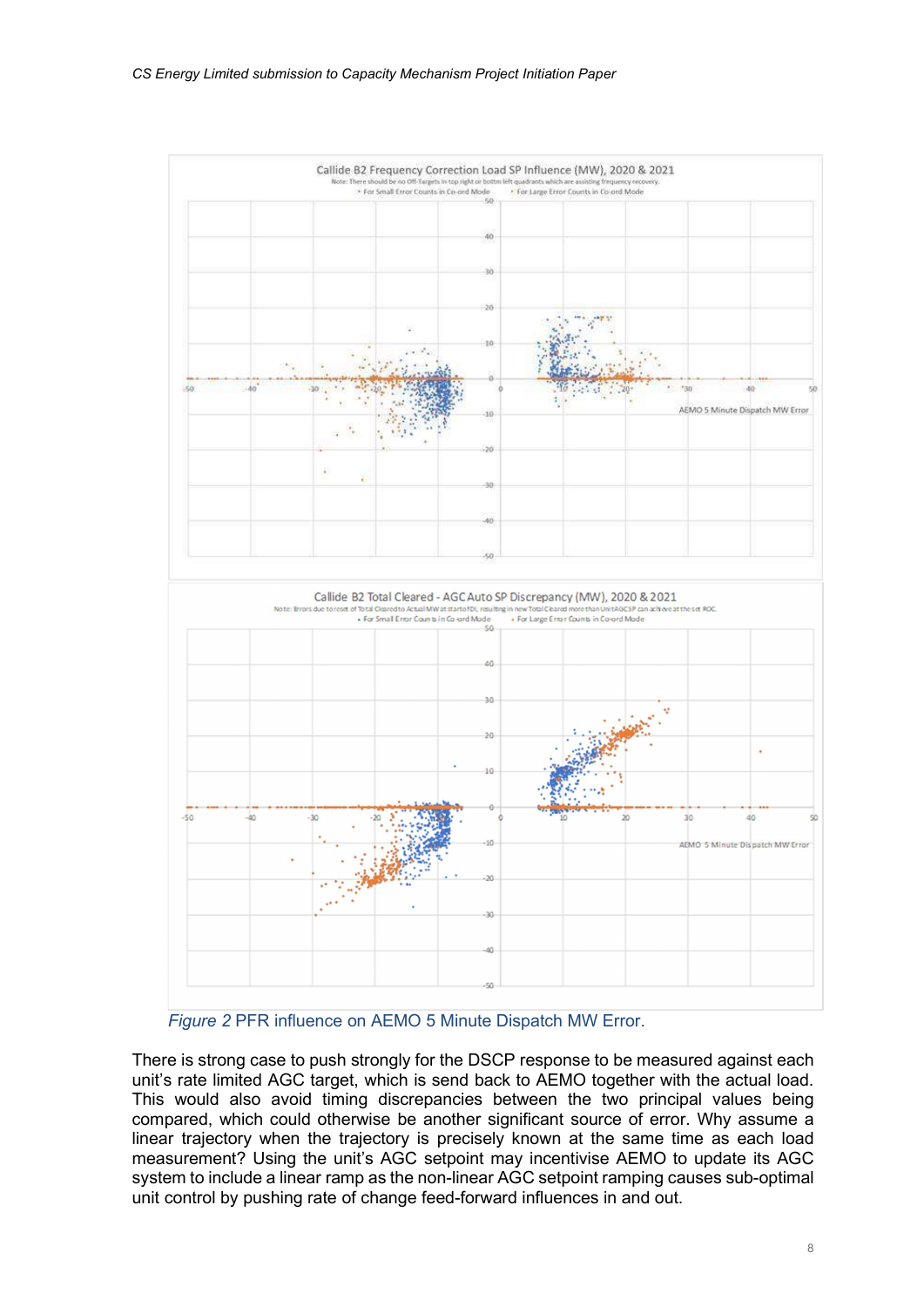Figure 2 PFR influence on AEMO 5 Minute Dispatch MW Error.

There is strong case to push strongly for the DSCP response to be measured against each unit's rate limited AGC target, which is send back to AEMO together with the actual load. This would also avoid timing discrepancies between the two principal values being compared, which could otherwise be another significant source of error. Why assume a linear trajectory when the trajectory is precisely known at the same time as each load measurement? Using the unit's AGC setpoint may incentivise AEMO to update its AGC system to include a linear ramp as the non-linear AGC setpoint ramping causes sub-optimal unit control by pushing rate of change feed-forward influences in and out.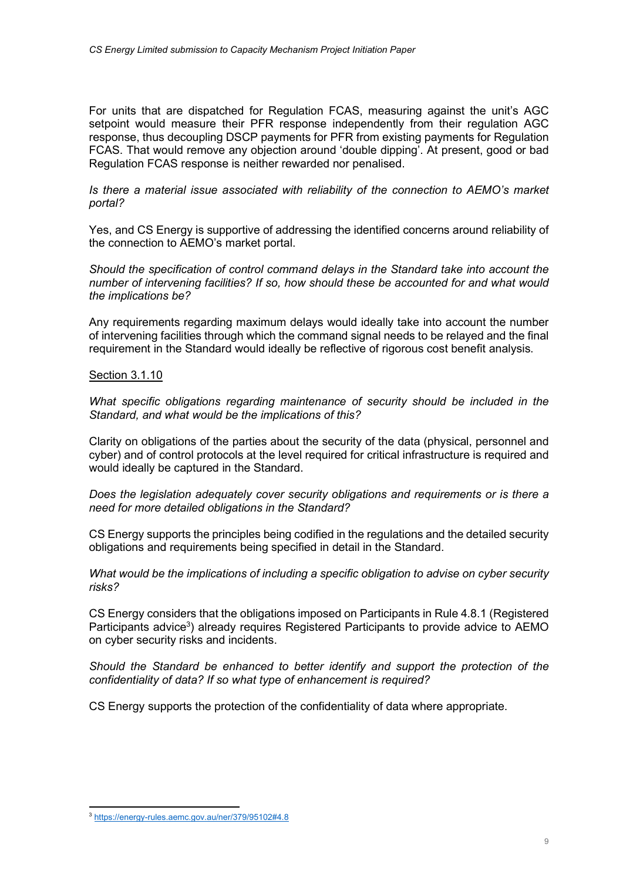For units that are dispatched for Regulation FCAS, measuring against the unit's AGC setpoint would measure their PFR response independently from their regulation AGC response, thus decoupling DSCP payments for PFR from existing payments for Regulation FCAS. That would remove any objection around 'double dipping'. At present, good or bad Regulation FCAS response is neither rewarded nor penalised.

*Is there a material issue associated with reliability of the connection to AEMO's market portal?*

Yes, and CS Energy is supportive of addressing the identified concerns around reliability of the connection to AEMO's market portal.

*Should the specification of control command delays in the Standard take into account the number of intervening facilities? If so, how should these be accounted for and what would the implications be?*

Any requirements regarding maximum delays would ideally take into account the number of intervening facilities through which the command signal needs to be relayed and the final requirement in the Standard would ideally be reflective of rigorous cost benefit analysis.

<u>Section 3.1.10</u>

*What specific obligations regarding maintenance of security should be included in the Standard, and what would be the implications of this?*

Clarity on obligations of the parties about the security of the data (physical, personnel and cyber) and of control protocols at the level required for critical infrastructure is required and would ideally be captured in the Standard.

*Does the legislation adequately cover security obligations and requirements or is there a need for more detailed obligations in the Standard?*

CS Energy supports the principles being codified in the regulations and the detailed security obligations and requirements being specified in detail in the Standard.

*What would be the implications of including a specific obligation to advise on cyber security risks?*

CS Energy considers that the obligations imposed on Participants in Rule 4.8.1 (Registered Participants advice[3]) already requires Registered Participants to provide advice to AEMO on cyber security risks and incidents.

*Should the Standard be enhanced to better identify and support the protection of the confidentiality of data? If so what type of enhancement is required?*

CS Energy supports the protection of the confidentiality of data where appropriate.

---

[3] https://energy-rules.aemc.gov.au/ner/379/95102#4.8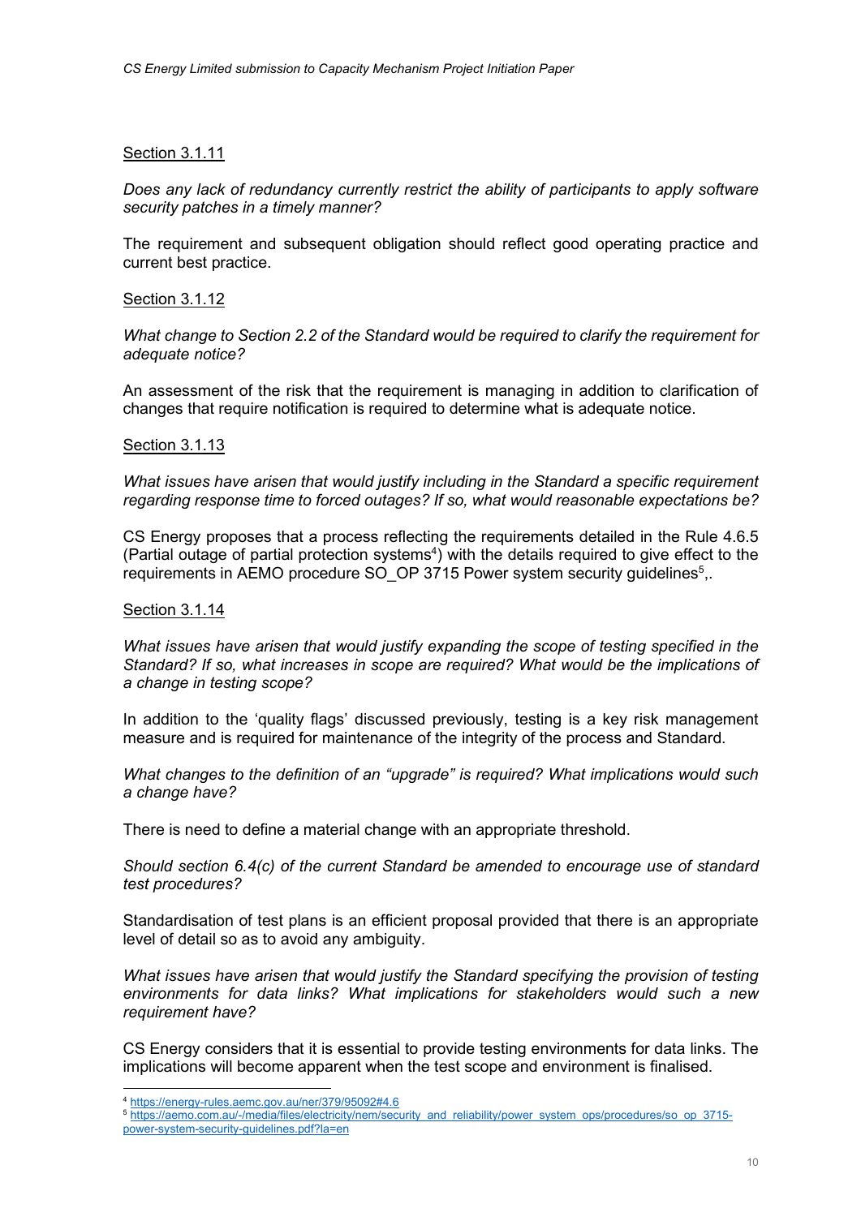Section 3.1.11

*Does any lack of redundancy currently restrict the ability of participants to apply software security patches in a timely manner?*

The requirement and subsequent obligation should reflect good operating practice and current best practice.

Section 3.1.12

*What change to Section 2.2 of the Standard would be required to clarify the requirement for adequate notice?*

An assessment of the risk that the requirement is managing in addition to clarification of changes that require notification is required to determine what is adequate notice.

Section 3.1.13

*What issues have arisen that would justify including in the Standard a specific requirement regarding response time to forced outages? If so, what would reasonable expectations be?*

CS Energy proposes that a process reflecting the requirements detailed in the Rule 4.6.5 (Partial outage of partial protection systems[4]) with the details required to give effect to the requirements in AEMO procedure SO_OP 3715 Power system security guidelines[5],.

Section 3.1.14

*What issues have arisen that would justify expanding the scope of testing specified in the Standard? If so, what increases in scope are required? What would be the implications of a change in testing scope?*

In addition to the 'quality flags' discussed previously, testing is a key risk management measure and is required for maintenance of the integrity of the process and Standard.

*What changes to the definition of an "upgrade" is required? What implications would such a change have?*

There is need to define a material change with an appropriate threshold.

*Should section 6.4(c) of the current Standard be amended to encourage use of standard test procedures?*

Standardisation of test plans is an efficient proposal provided that there is an appropriate level of detail so as to avoid any ambiguity.

*What issues have arisen that would justify the Standard specifying the provision of testing environments for data links? What implications for stakeholders would such a new requirement have?*

CS Energy considers that it is essential to provide testing environments for data links. The implications will become apparent when the test scope and environment is finalised.

---

[4] https://energy-rules.aemc.gov.au/ner/379/95092#4.6

[5] https://aemo.com.au/-/media/files/electricity/nem/security_and_reliability/power_system_ops/procedures/so_op_3715-power-system-security-guidelines.pdf?la=en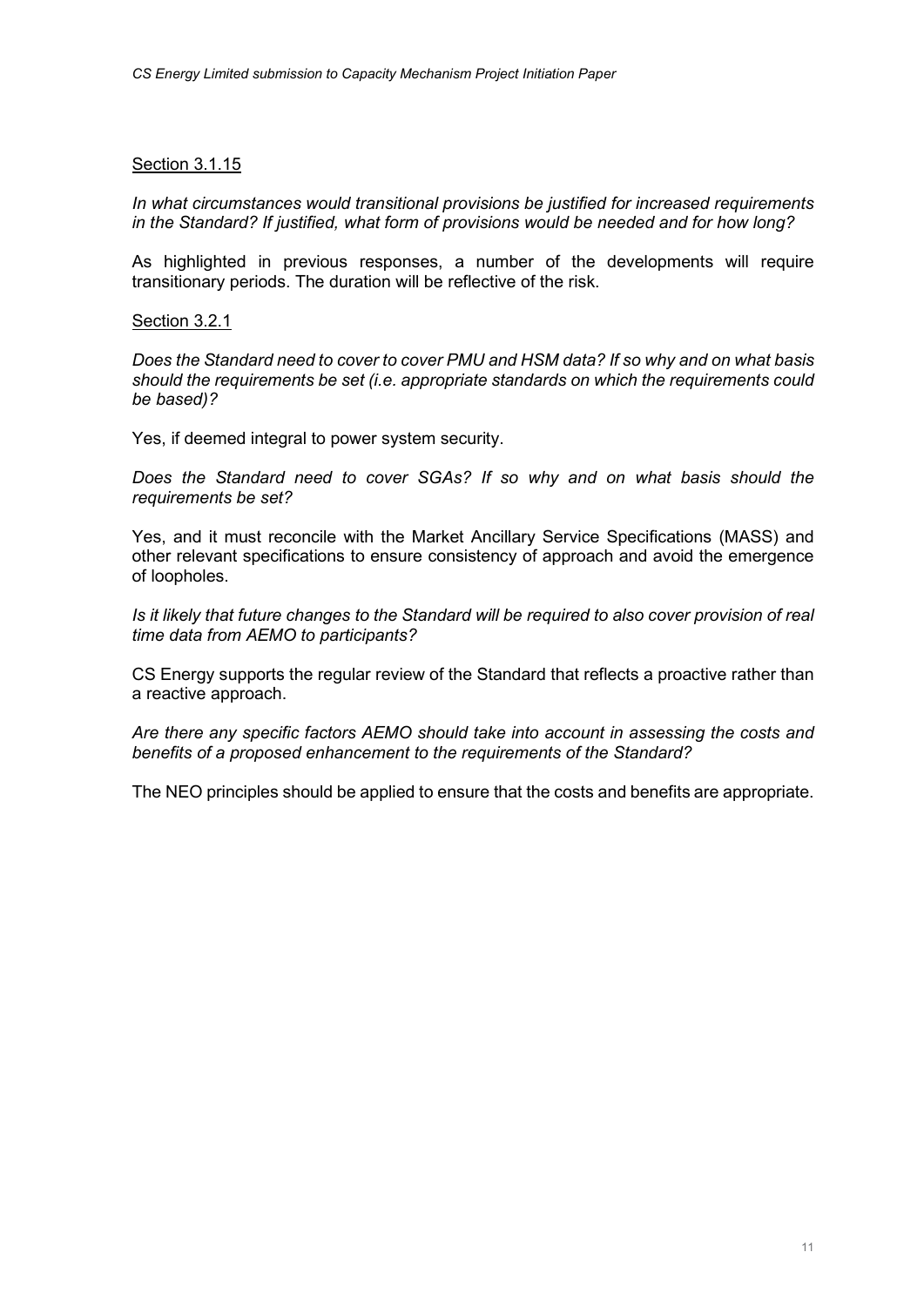Section 3.1.15

*In what circumstances would transitional provisions be justified for increased requirements in the Standard? If justified, what form of provisions would be needed and for how long?*

As highlighted in previous responses, a number of the developments will require transitionary periods. The duration will be reflective of the risk.

Section 3.2.1

*Does the Standard need to cover to cover PMU and HSM data? If so why and on what basis should the requirements be set (i.e. appropriate standards on which the requirements could be based)?*

Yes, if deemed integral to power system security.

*Does the Standard need to cover SGAs? If so why and on what basis should the requirements be set?*

Yes, and it must reconcile with the Market Ancillary Service Specifications (MASS) and other relevant specifications to ensure consistency of approach and avoid the emergence of loopholes.

*Is it likely that future changes to the Standard will be required to also cover provision of real time data from AEMO to participants?*

CS Energy supports the regular review of the Standard that reflects a proactive rather than a reactive approach.

*Are there any specific factors AEMO should take into account in assessing the costs and benefits of a proposed enhancement to the requirements of the Standard?*

The NEO principles should be applied to ensure that the costs and benefits are appropriate.